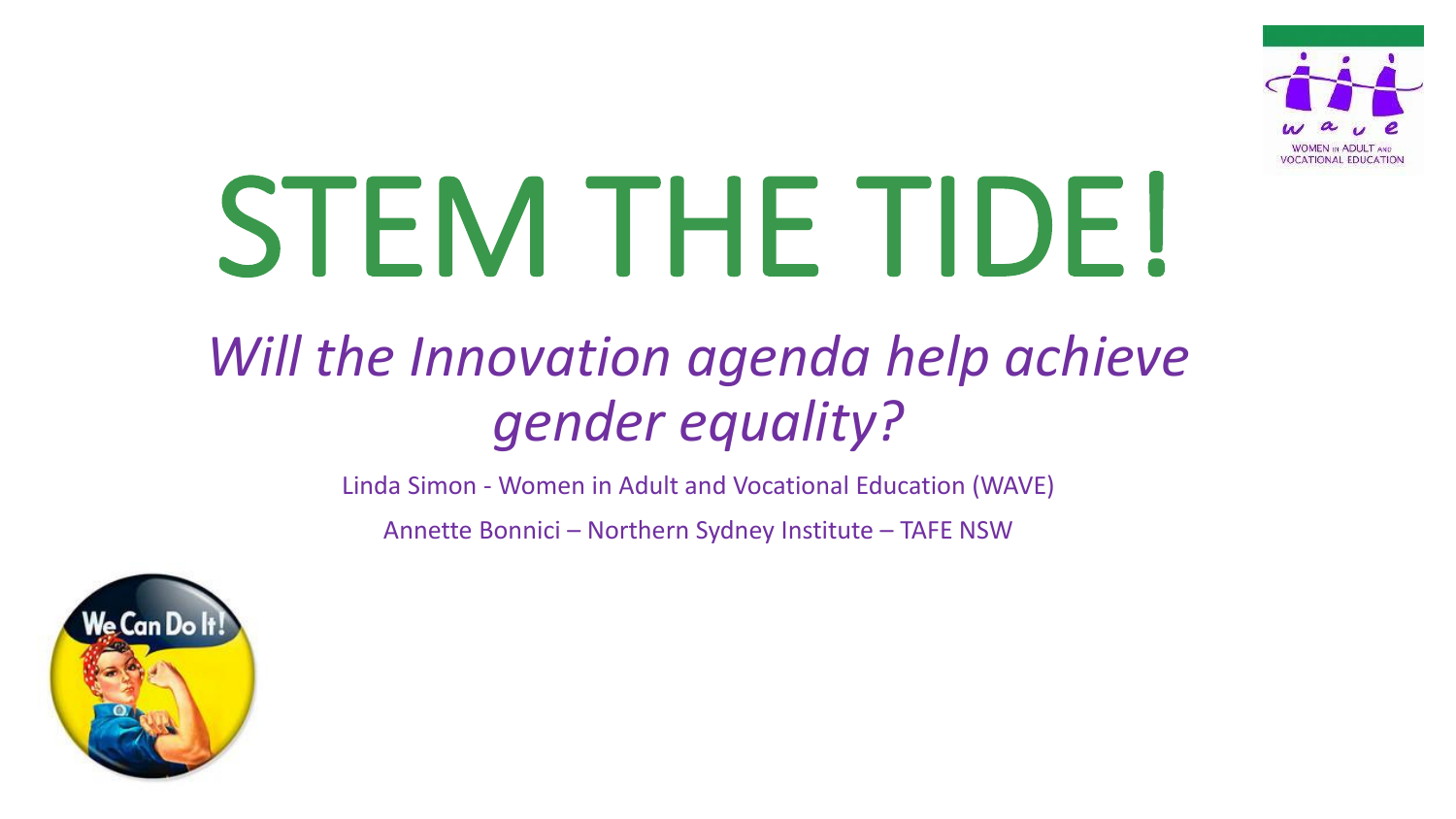# STEM THE TIDE!

## *Will the Innovation agenda help achieve gender equality?*

Linda Simon - Women in Adult and Vocational Education (WAVE)

Annette Bonnici – Northern Sydney Institute – TAFE NSW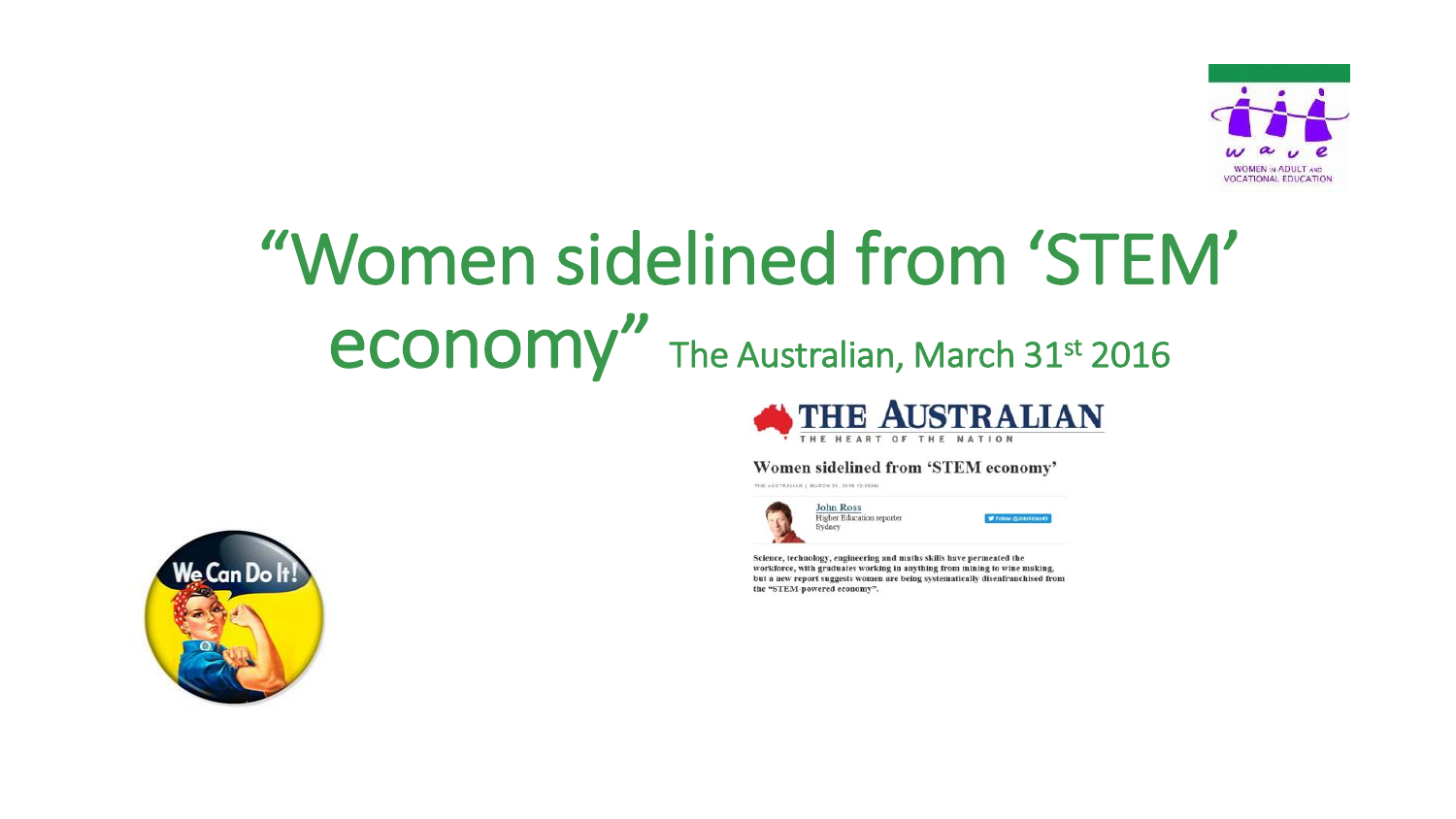# "Women sidelined from 'STEM' economy" The Australian, March 31st 2016

THE AUSTRALIAN

THE HEART OF THE NATION

**Women sidelined from 'STEM economy'**

THE AUSTRALIAN | MARCH 31, 2016 12:00AM

John Ross
Higher Education reporter
Sydney

Science, technology, engineering and maths skills have permeated the workforce, with graduates working in anything from mining to wine making, but a new report suggests women are being systematically disenfranchised from the "STEM-powered economy".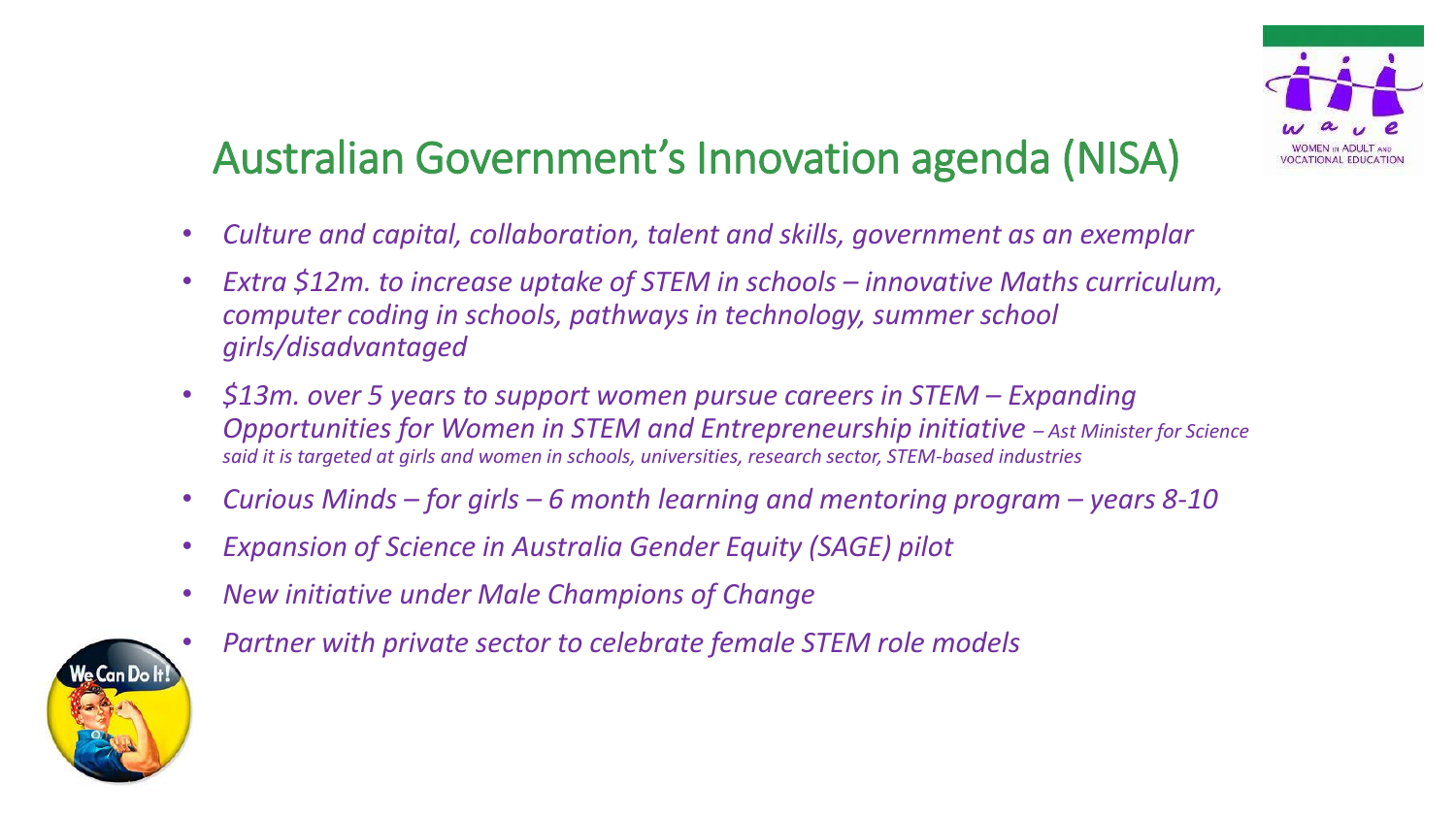# Australian Government's Innovation agenda (NISA)

- *Culture and capital, collaboration, talent and skills, government as an exemplar*
- *Extra $12m. to increase uptake of STEM in schools – innovative Maths curriculum, computer coding in schools, pathways in technology, summer school girls/disadvantaged*
- *$13m. over 5 years to support women pursue careers in STEM – Expanding Opportunities for Women in STEM and Entrepreneurship initiative – Ast Minister for Science said it is targeted at girls and women in schools, universities, research sector, STEM-based industries*
- *Curious Minds – for girls – 6 month learning and mentoring program – years 8-10*
- *Expansion of Science in Australia Gender Equity (SAGE) pilot*
- *New initiative under Male Champions of Change*
- *Partner with private sector to celebrate female STEM role models*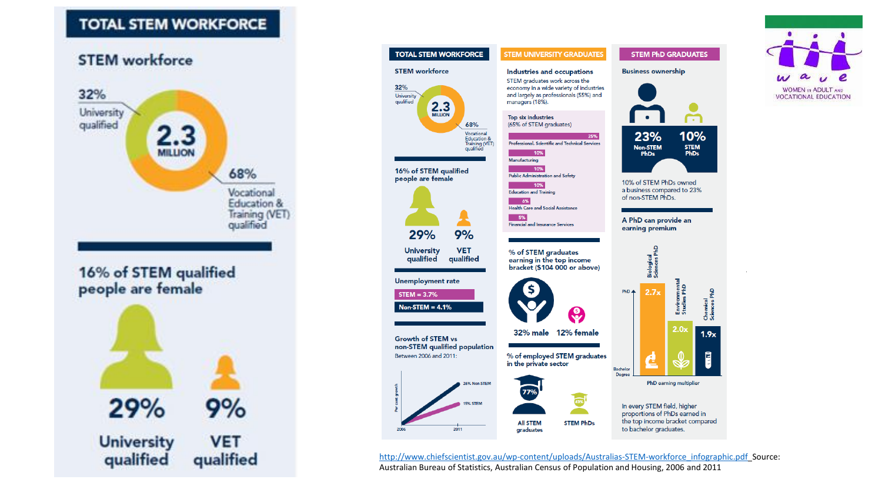## TOTAL STEM WORKFORCE

### STEM workforce

32% University qualified

**2.3 MILLION**

68% Vocational Education & Training (VET) qualified

### 16% of STEM qualified people are female

29% University qualified

9% VET qualified

---

## TOTAL STEM WORKFORCE

**STEM workforce**

32% University qualified

2.3 MILLION

68% Vocational Education & Training (VET) qualified

**16% of STEM qualified people are female**

29% University qualified

9% VET qualified

**Unemployment rate**

STEM = 3.7%

Non-STEM = 4.1%

**Growth of STEM vs non-STEM qualified population**

Between 2006 and 2011:

26% Non-STEM

15% STEM

## STEM UNIVERSITY GRADUATES

**Industries and occupations**

STEM graduates work across the economy in a wide variety of industries and largely as professionals (55%) and managers (18%).

Top six industries (65% of STEM graduates)

| Industry | % |
| --- | --- |
| Professional, Scientific and Technical Services | 25% |
| Manufacturing | 10% |
| Public Administration and Safety | 10% |
| Education and Training | 10% |
| Health Care and Social Assistance | 6% |
| Financial and Insurance Services | 5% |

**% of STEM graduates earning in the top income bracket ($104 000 or above)**

32% male 12% female

**% of employed STEM graduates in the private sector**

77% All STEM graduates

43% STEM PhDs

## STEM PhD GRADUATES

**Business ownership**

23% Non-STEM PhDs

10% STEM PhDs

10% of STEM PhDs owned a business compared to 23% of non-STEM PhDs.

**A PhD can provide an earning premium**

| Field | PhD earning multiplier |
| --- | --- |
| Biological Sciences PhD | 2.7x |
| Environmental Studies PhD | 2.0x |
| Chemical Sciences PhD | 1.9x |

In every STEM field, higher proportions of PhDs earned in the top income bracket compared to bachelor graduates.

WAVE — WOMEN IN ADULT AND VOCATIONAL EDUCATION

http://www.chiefscientist.gov.au/wp-content/uploads/Australias-STEM-workforce_infographic.pdf Source: Australian Bureau of Statistics, Australian Census of Population and Housing, 2006 and 2011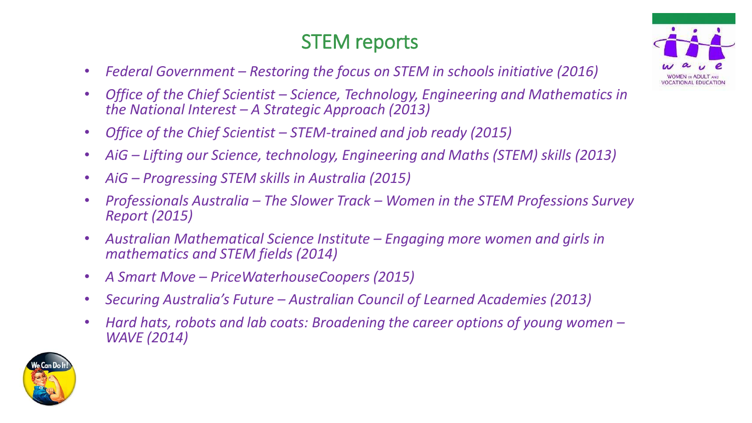# STEM reports

- *Federal Government – Restoring the focus on STEM in schools initiative (2016)*
- *Office of the Chief Scientist – Science, Technology, Engineering and Mathematics in the National Interest – A Strategic Approach (2013)*
- *Office of the Chief Scientist – STEM-trained and job ready (2015)*
- *AiG – Lifting our Science, technology, Engineering and Maths (STEM) skills (2013)*
- *AiG – Progressing STEM skills in Australia (2015)*
- *Professionals Australia – The Slower Track – Women in the STEM Professions Survey Report (2015)*
- *Australian Mathematical Science Institute – Engaging more women and girls in mathematics and STEM fields (2014)*
- *A Smart Move – PriceWaterhouseCoopers (2015)*
- *Securing Australia's Future – Australian Council of Learned Academies (2013)*
- *Hard hats, robots and lab coats: Broadening the career options of young women – WAVE (2014)*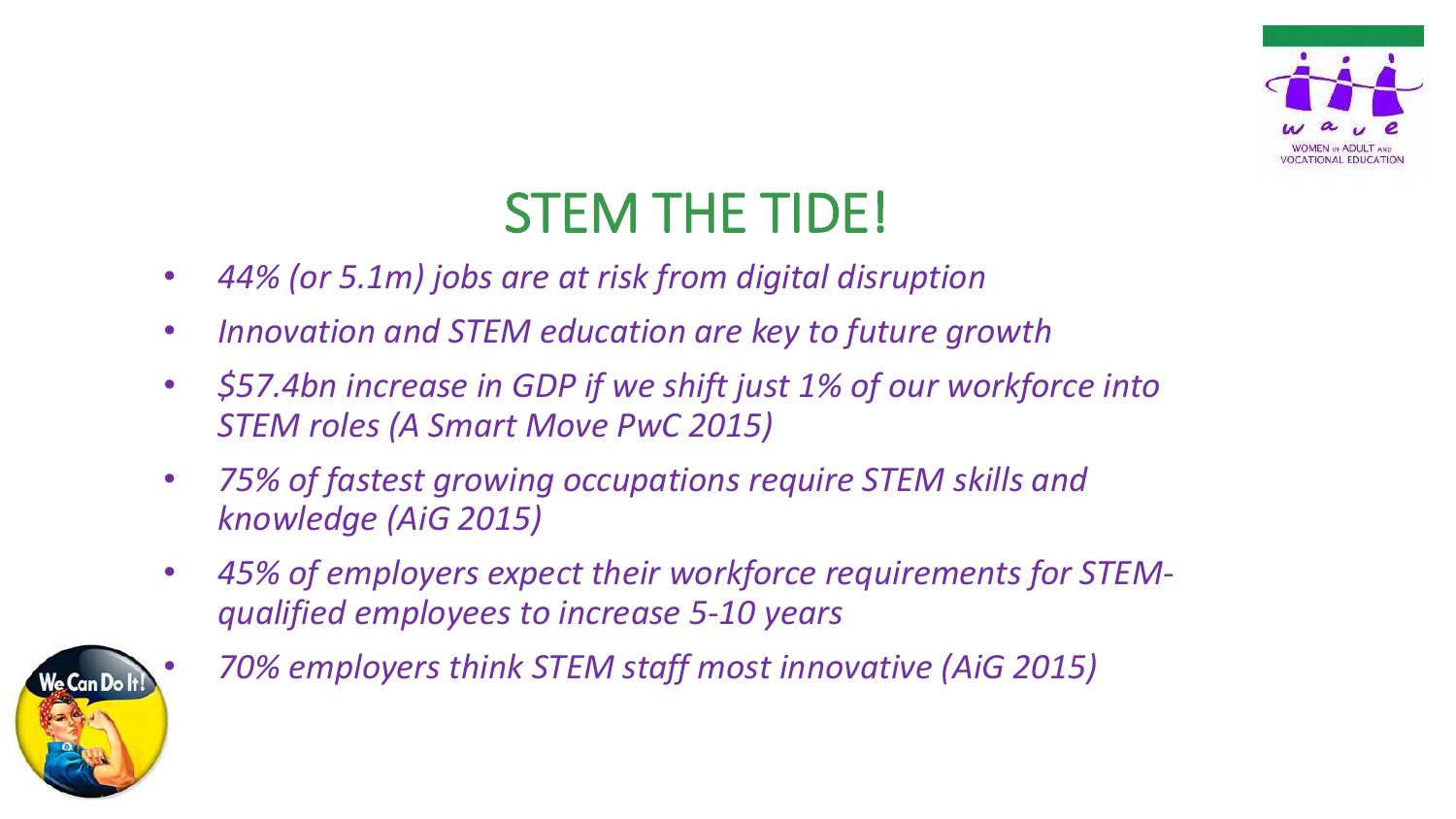# STEM THE TIDE!

- *44% (or 5.1m) jobs are at risk from digital disruption*
- *Innovation and STEM education are key to future growth*
- *$57.4bn increase in GDP if we shift just 1% of our workforce into STEM roles (A Smart Move PwC 2015)*
- *75% of fastest growing occupations require STEM skills and knowledge (AiG 2015)*
- *45% of employers expect their workforce requirements for STEM-qualified employees to increase 5-10 years*
- *70% employers think STEM staff most innovative (AiG 2015)*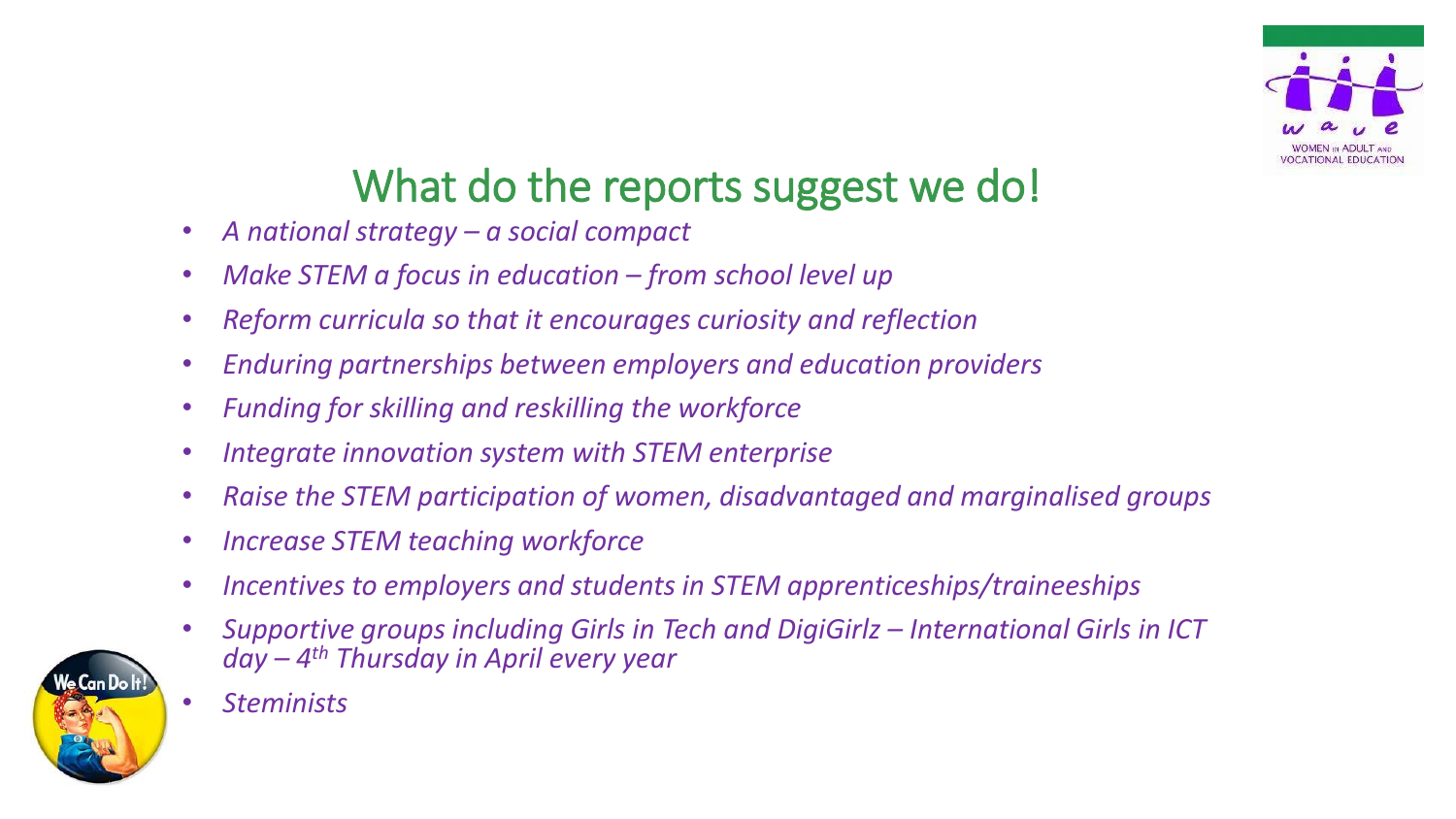# What do the reports suggest we do!

- *A national strategy – a social compact*
- *Make STEM a focus in education – from school level up*
- *Reform curricula so that it encourages curiosity and reflection*
- *Enduring partnerships between employers and education providers*
- *Funding for skilling and reskilling the workforce*
- *Integrate innovation system with STEM enterprise*
- *Raise the STEM participation of women, disadvantaged and marginalised groups*
- *Increase STEM teaching workforce*
- *Incentives to employers and students in STEM apprenticeships/traineeships*
- *Supportive groups including Girls in Tech and DigiGirlz – International Girls in ICT day – 4th Thursday in April every year*
- *Steminists*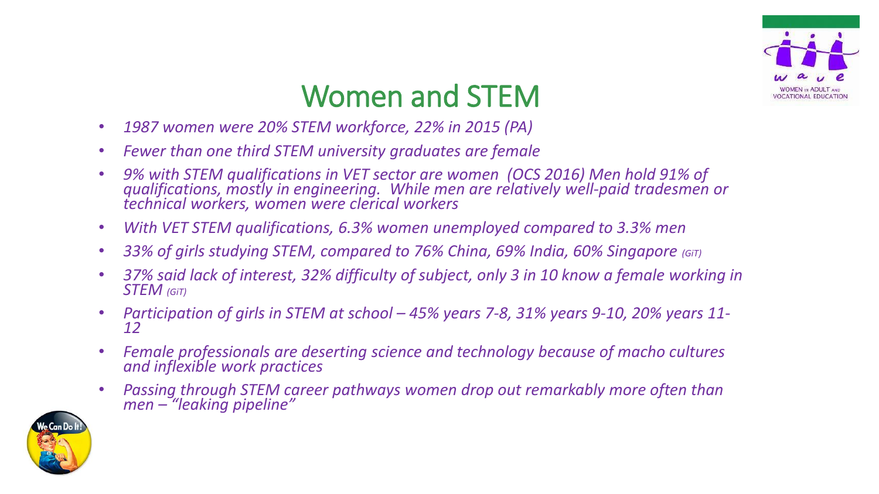# Women and STEM

- *1987 women were 20% STEM workforce, 22% in 2015 (PA)*
- *Fewer than one third STEM university graduates are female*
- *9% with STEM qualifications in VET sector are women (OCS 2016) Men hold 91% of qualifications, mostly in engineering. While men are relatively well-paid tradesmen or technical workers, women were clerical workers*
- *With VET STEM qualifications, 6.3% women unemployed compared to 3.3% men*
- *33% of girls studying STEM, compared to 76% China, 69% India, 60% Singapore (GiT)*
- *37% said lack of interest, 32% difficulty of subject, only 3 in 10 know a female working in STEM (GiT)*
- *Participation of girls in STEM at school – 45% years 7-8, 31% years 9-10, 20% years 11-12*
- *Female professionals are deserting science and technology because of macho cultures and inflexible work practices*
- *Passing through STEM career pathways women drop out remarkably more often than men – "leaking pipeline"*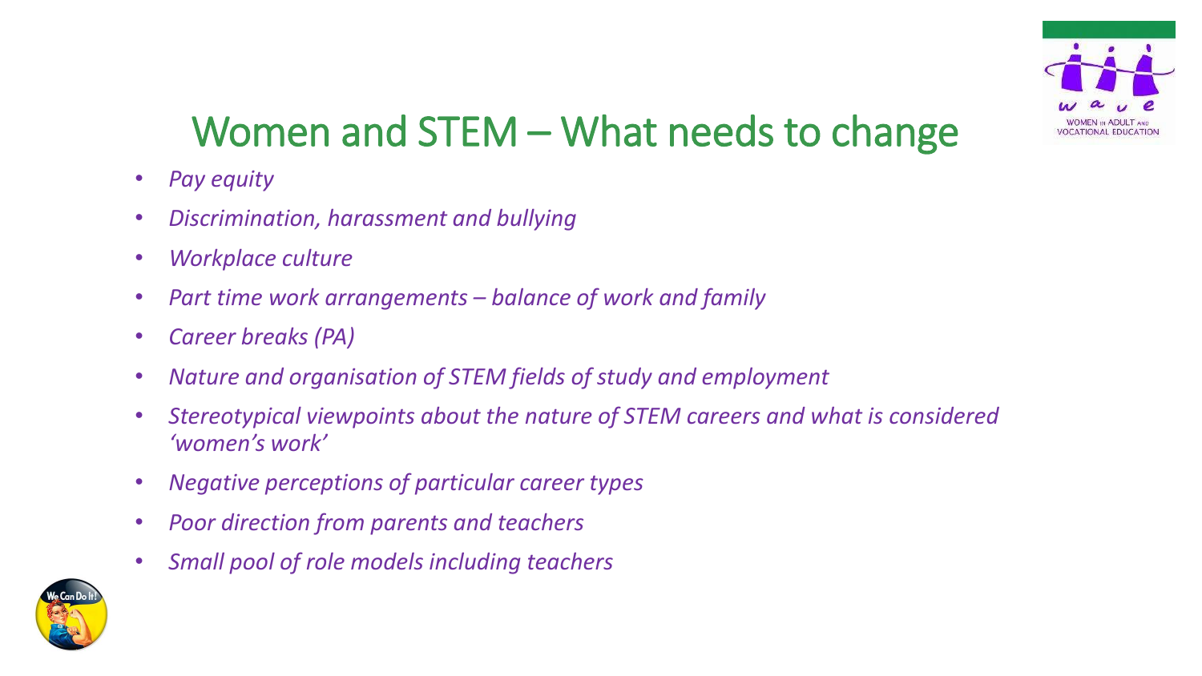# Women and STEM – What needs to change

- *Pay equity*
- *Discrimination, harassment and bullying*
- *Workplace culture*
- *Part time work arrangements – balance of work and family*
- *Career breaks (PA)*
- *Nature and organisation of STEM fields of study and employment*
- *Stereotypical viewpoints about the nature of STEM careers and what is considered 'women's work'*
- *Negative perceptions of particular career types*
- *Poor direction from parents and teachers*
- *Small pool of role models including teachers*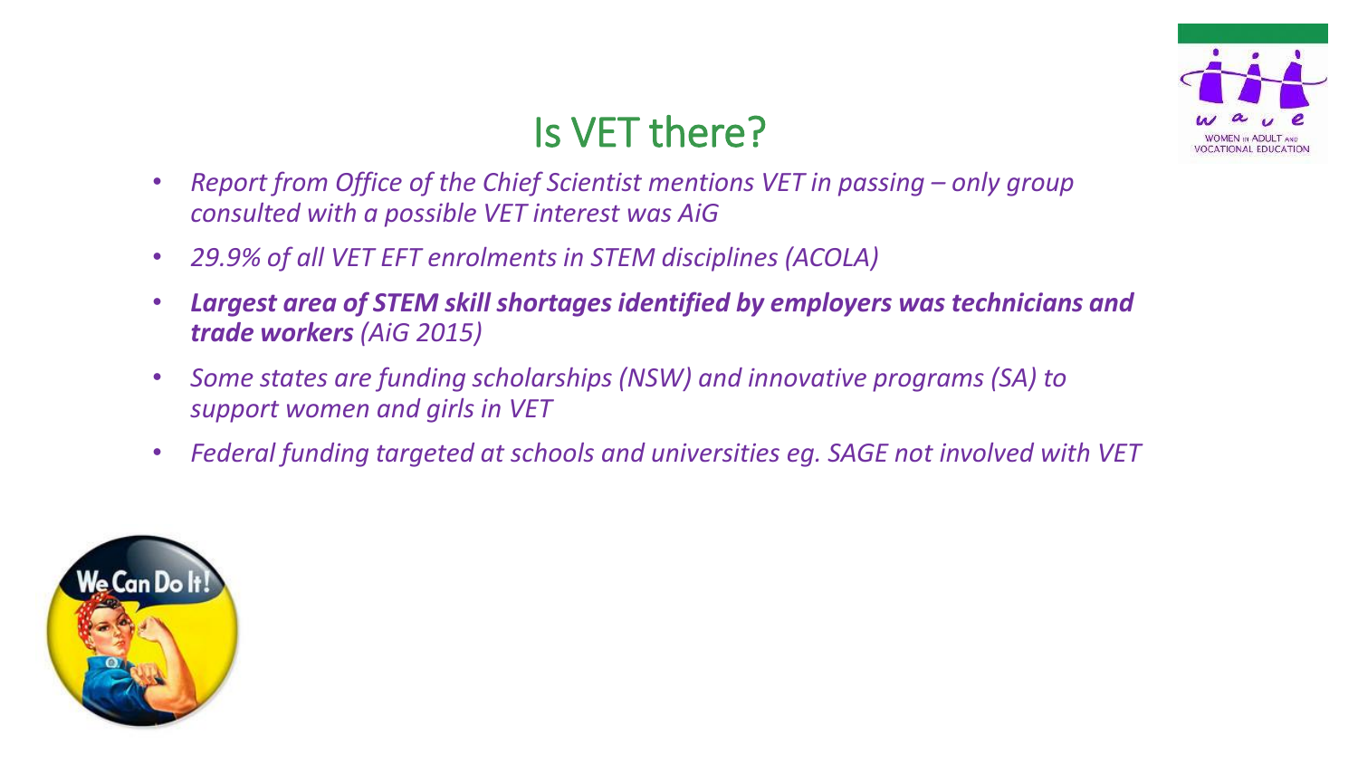# Is VET there?

- *Report from Office of the Chief Scientist mentions VET in passing – only group consulted with a possible VET interest was AiG*
- *29.9% of all VET EFT enrolments in STEM disciplines (ACOLA)*
- ***Largest area of STEM skill shortages identified by employers was technicians and trade workers** (AiG 2015)*
- *Some states are funding scholarships (NSW) and innovative programs (SA) to support women and girls in VET*
- *Federal funding targeted at schools and universities eg. SAGE not involved with VET*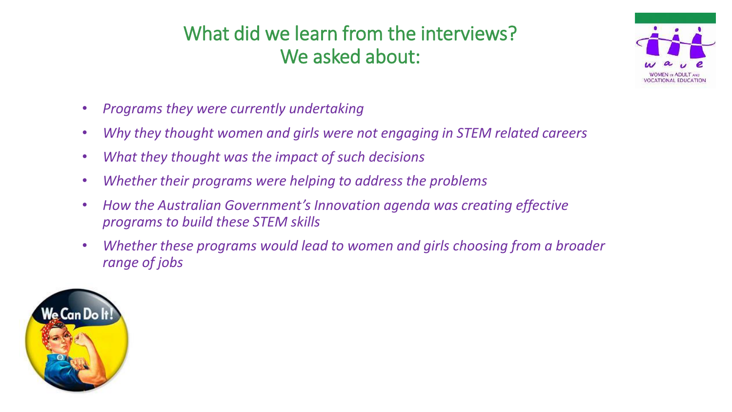# What did we learn from the interviews?
# We asked about:

- *Programs they were currently undertaking*
- *Why they thought women and girls were not engaging in STEM related careers*
- *What they thought was the impact of such decisions*
- *Whether their programs were helping to address the problems*
- *How the Australian Government's Innovation agenda was creating effective programs to build these STEM skills*
- *Whether these programs would lead to women and girls choosing from a broader range of jobs*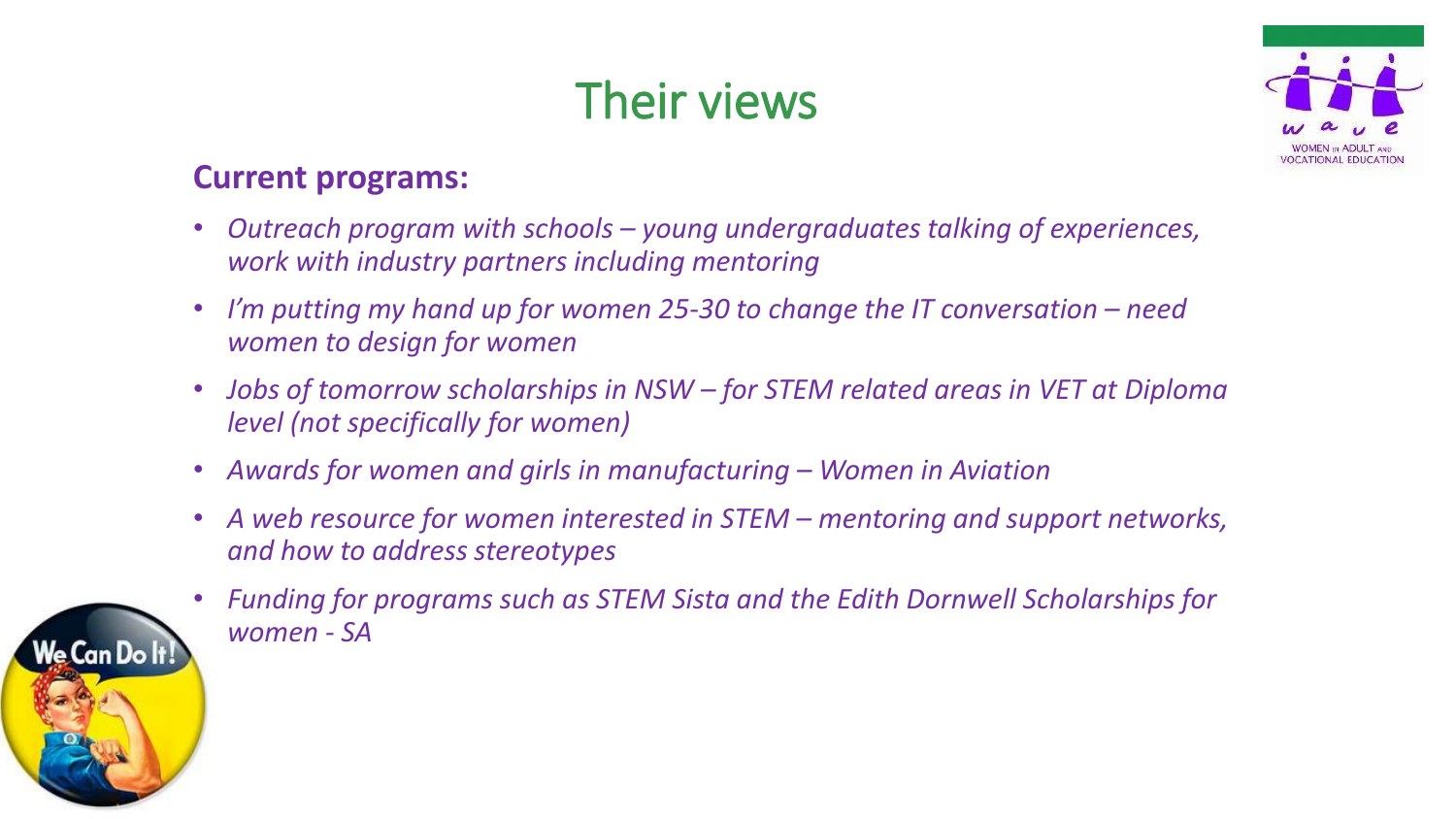# Their views

**Current programs:**

- *Outreach program with schools – young undergraduates talking of experiences, work with industry partners including mentoring*
- *I'm putting my hand up for women 25-30 to change the IT conversation – need women to design for women*
- *Jobs of tomorrow scholarships in NSW – for STEM related areas in VET at Diploma level (not specifically for women)*
- *Awards for women and girls in manufacturing – Women in Aviation*
- *A web resource for women interested in STEM – mentoring and support networks, and how to address stereotypes*
- *Funding for programs such as STEM Sista and the Edith Dornwell Scholarships for women - SA*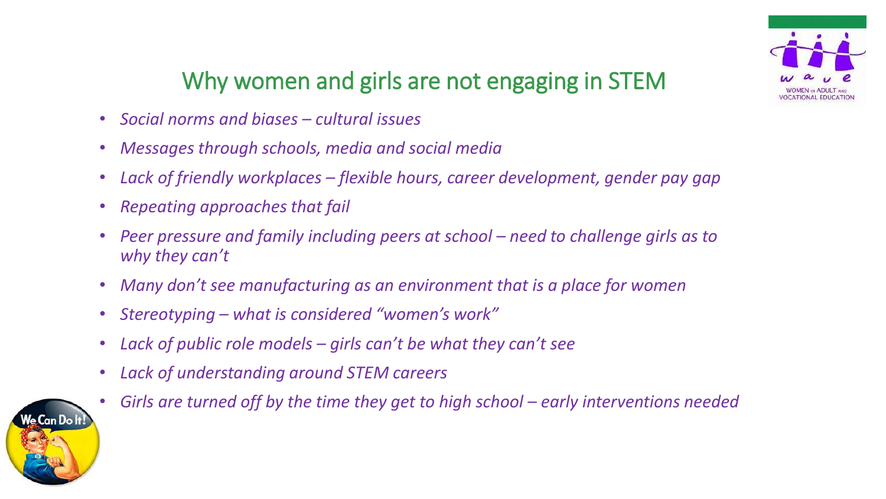## Why women and girls are not engaging in STEM

- *Social norms and biases – cultural issues*
- *Messages through schools, media and social media*
- *Lack of friendly workplaces – flexible hours, career development, gender pay gap*
- *Repeating approaches that fail*
- *Peer pressure and family including peers at school – need to challenge girls as to why they can't*
- *Many don't see manufacturing as an environment that is a place for women*
- *Stereotyping – what is considered "women's work"*
- *Lack of public role models – girls can't be what they can't see*
- *Lack of understanding around STEM careers*
- *Girls are turned off by the time they get to high school – early interventions needed*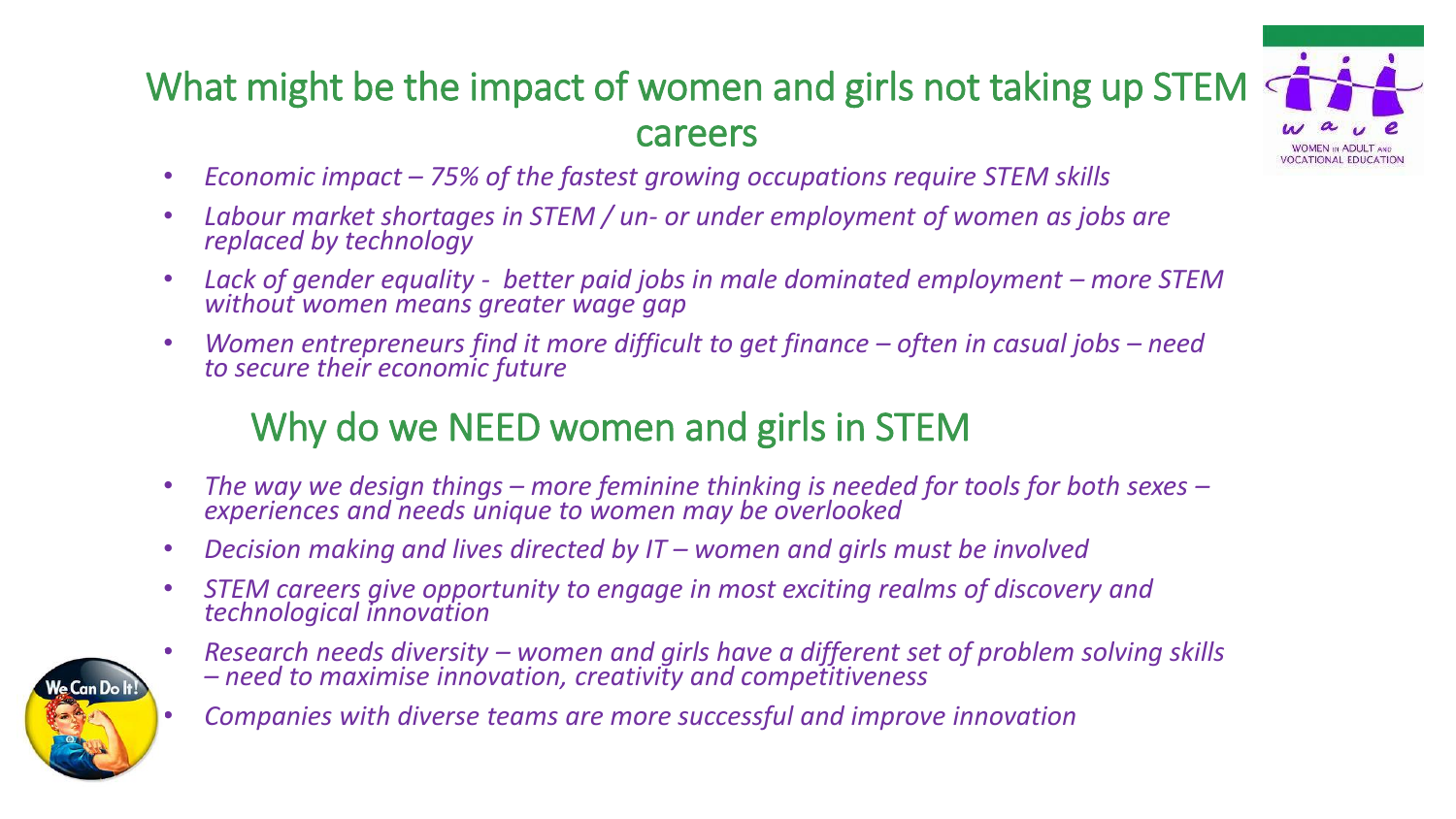## What might be the impact of women and girls not taking up STEM careers

- *Economic impact – 75% of the fastest growing occupations require STEM skills*
- *Labour market shortages in STEM / un- or under employment of women as jobs are replaced by technology*
- *Lack of gender equality - better paid jobs in male dominated employment – more STEM without women means greater wage gap*
- *Women entrepreneurs find it more difficult to get finance – often in casual jobs – need to secure their economic future*

## Why do we NEED women and girls in STEM

- *The way we design things – more feminine thinking is needed for tools for both sexes – experiences and needs unique to women may be overlooked*
- *Decision making and lives directed by IT – women and girls must be involved*
- *STEM careers give opportunity to engage in most exciting realms of discovery and technological innovation*
- *Research needs diversity – women and girls have a different set of problem solving skills – need to maximise innovation, creativity and competitiveness*
- *Companies with diverse teams are more successful and improve innovation*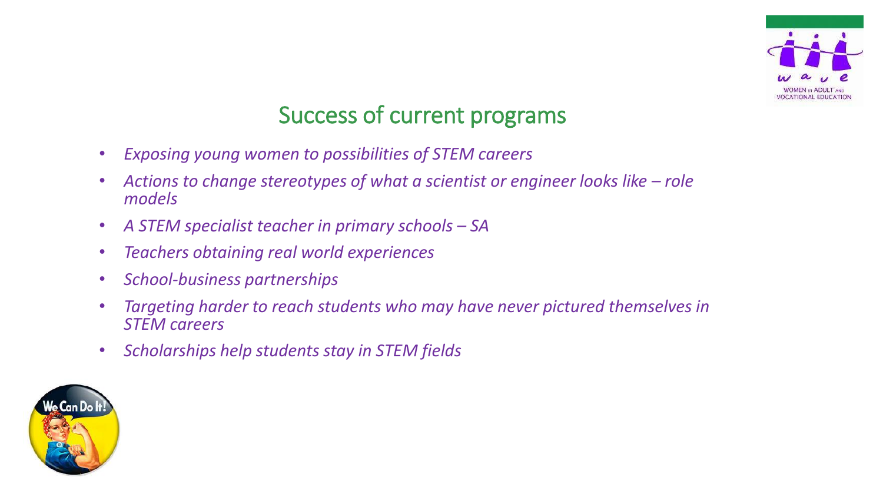## Success of current programs

- *Exposing young women to possibilities of STEM careers*
- *Actions to change stereotypes of what a scientist or engineer looks like – role models*
- *A STEM specialist teacher in primary schools – SA*
- *Teachers obtaining real world experiences*
- *School-business partnerships*
- *Targeting harder to reach students who may have never pictured themselves in STEM careers*
- *Scholarships help students stay in STEM fields*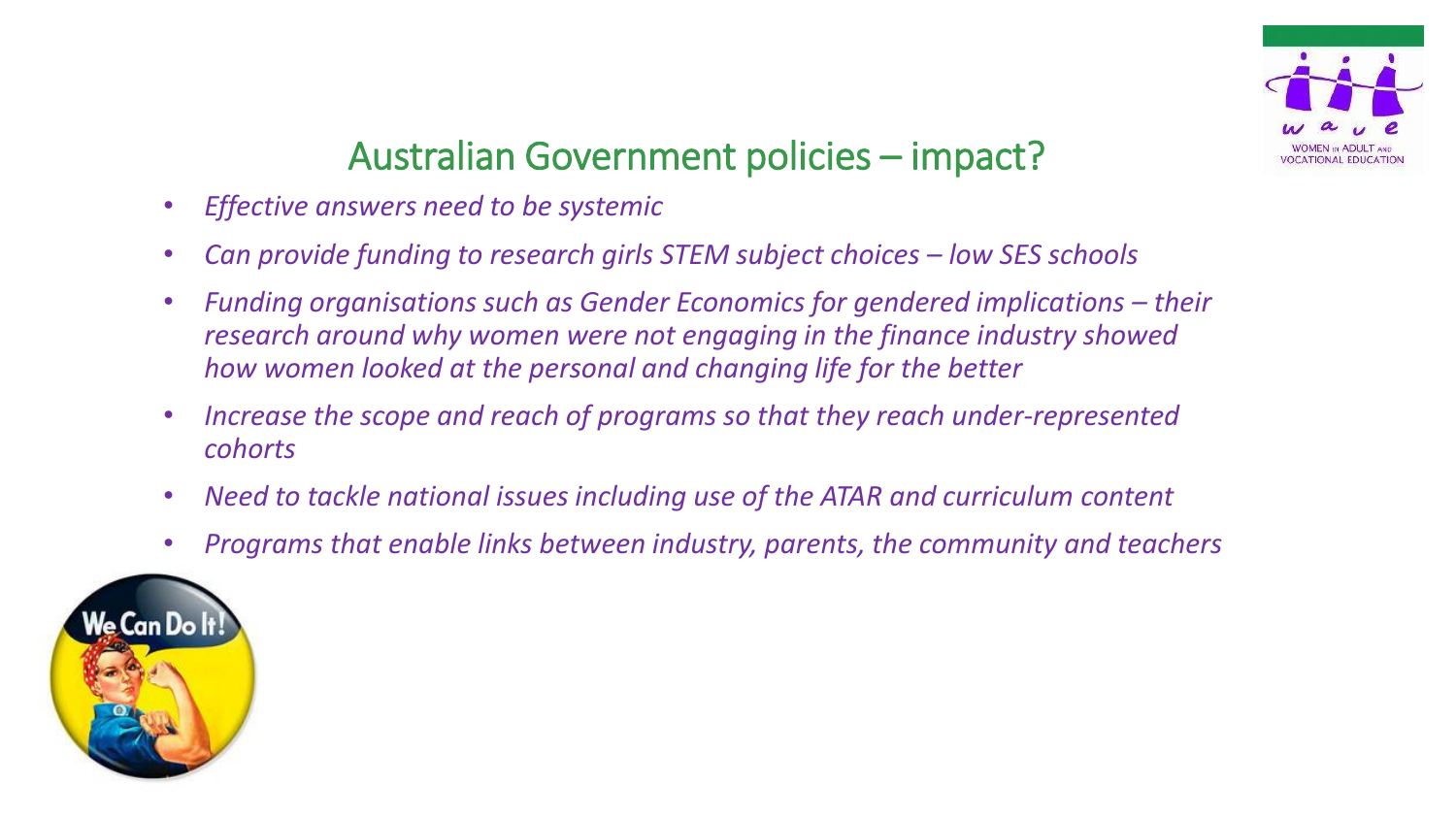## Australian Government policies – impact?

- *Effective answers need to be systemic*
- *Can provide funding to research girls STEM subject choices – low SES schools*
- *Funding organisations such as Gender Economics for gendered implications – their research around why women were not engaging in the finance industry showed how women looked at the personal and changing life for the better*
- *Increase the scope and reach of programs so that they reach under-represented cohorts*
- *Need to tackle national issues including use of the ATAR and curriculum content*
- *Programs that enable links between industry, parents, the community and teachers*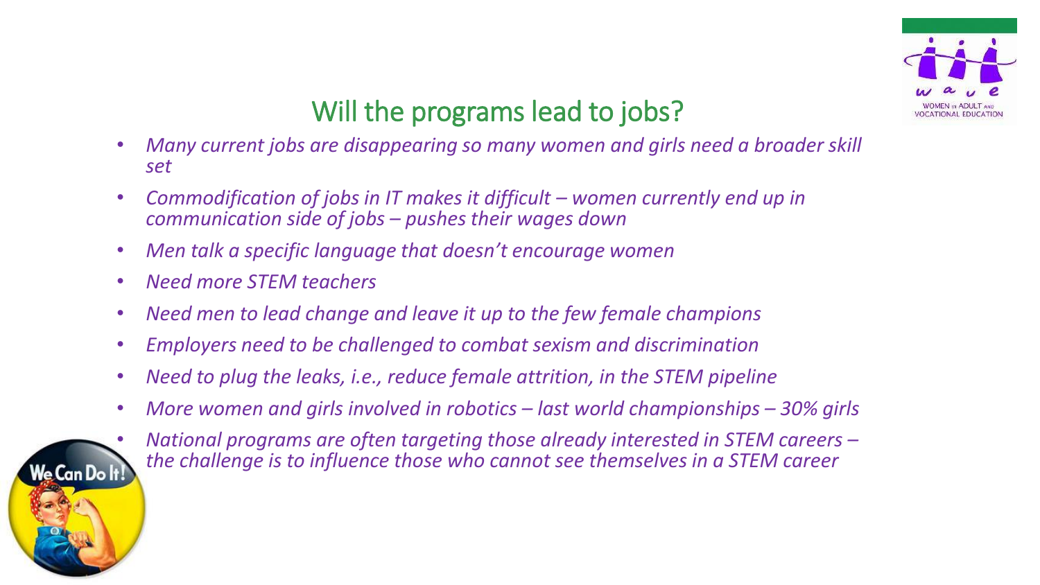## Will the programs lead to jobs?

- *Many current jobs are disappearing so many women and girls need a broader skill set*
- *Commodification of jobs in IT makes it difficult – women currently end up in communication side of jobs – pushes their wages down*
- *Men talk a specific language that doesn't encourage women*
- *Need more STEM teachers*
- *Need men to lead change and leave it up to the few female champions*
- *Employers need to be challenged to combat sexism and discrimination*
- *Need to plug the leaks, i.e., reduce female attrition, in the STEM pipeline*
- *More women and girls involved in robotics – last world championships – 30% girls*
- *National programs are often targeting those already interested in STEM careers – the challenge is to influence those who cannot see themselves in a STEM career*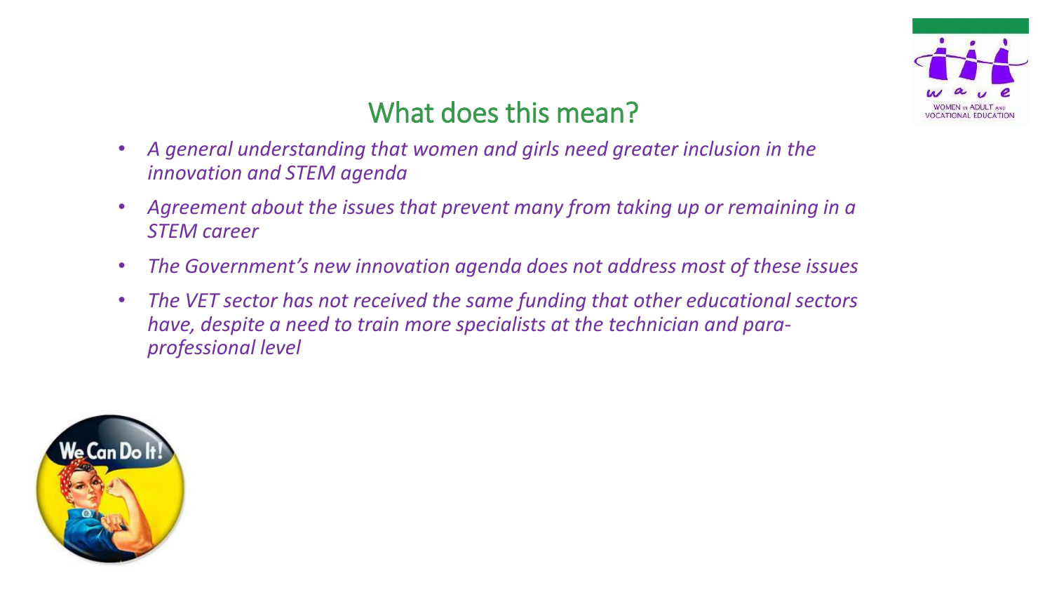## What does this mean?

- *A general understanding that women and girls need greater inclusion in the innovation and STEM agenda*
- *Agreement about the issues that prevent many from taking up or remaining in a STEM career*
- *The Government's new innovation agenda does not address most of these issues*
- *The VET sector has not received the same funding that other educational sectors have, despite a need to train more specialists at the technician and para-professional level*